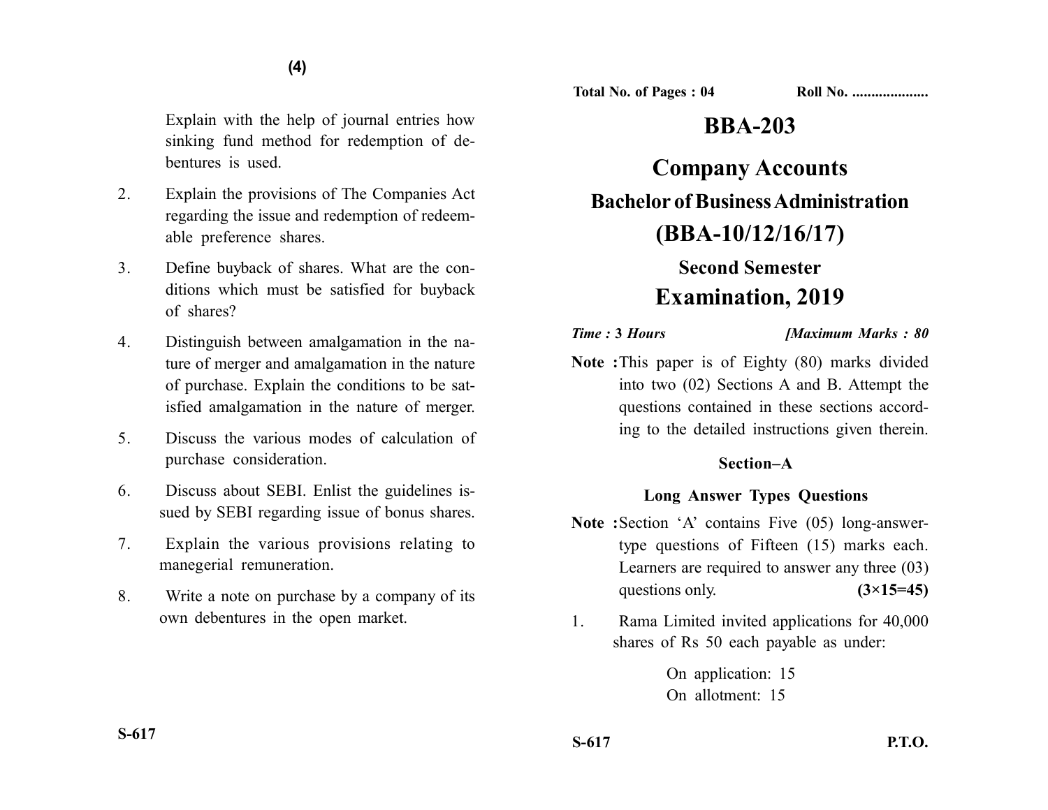Total No. of Pages : 04 Roll No. ...................

# BBA-203

# Company Accounts

## Bachelor of Business Administration

## (BBA-10/12/16/17)

### Second Semester

## Examination, 2019

*Time :* **3** *Hours* *[Maximum Marks : 80*

**Note :** This paper is of Eighty (80) marks divided into two (02) Sections A and B. Attempt the questions contained in these sections according to the detailed instructions given therein.

### Section–A

### Long Answer Types Questions

**Note :** Section 'A' contains Five (05) long-answer-type questions of Fifteen (15) marks each. Learners are required to answer any three (03) questions only. **(3×15=45)**

1. Rama Limited invited applications for 40,000 shares of Rs 50 each payable as under:

   On application: 15
   On allotment: 15

Explain with the help of journal entries how sinking fund method for redemption of debentures is used.

2. Explain the provisions of The Companies Act regarding the issue and redemption of redeemable preference shares.

3. Define buyback of shares. What are the conditions which must be satisfied for buyback of shares?

4. Distinguish between amalgamation in the nature of merger and amalgamation in the nature of purchase. Explain the conditions to be satisfied amalgamation in the nature of merger.

5. Discuss the various modes of calculation of purchase consideration.

6. Discuss about SEBI. Enlist the guidelines issued by SEBI regarding issue of bonus shares.

7. Explain the various provisions relating to manegerial remuneration.

8. Write a note on purchase by a company of its own debentures in the open market.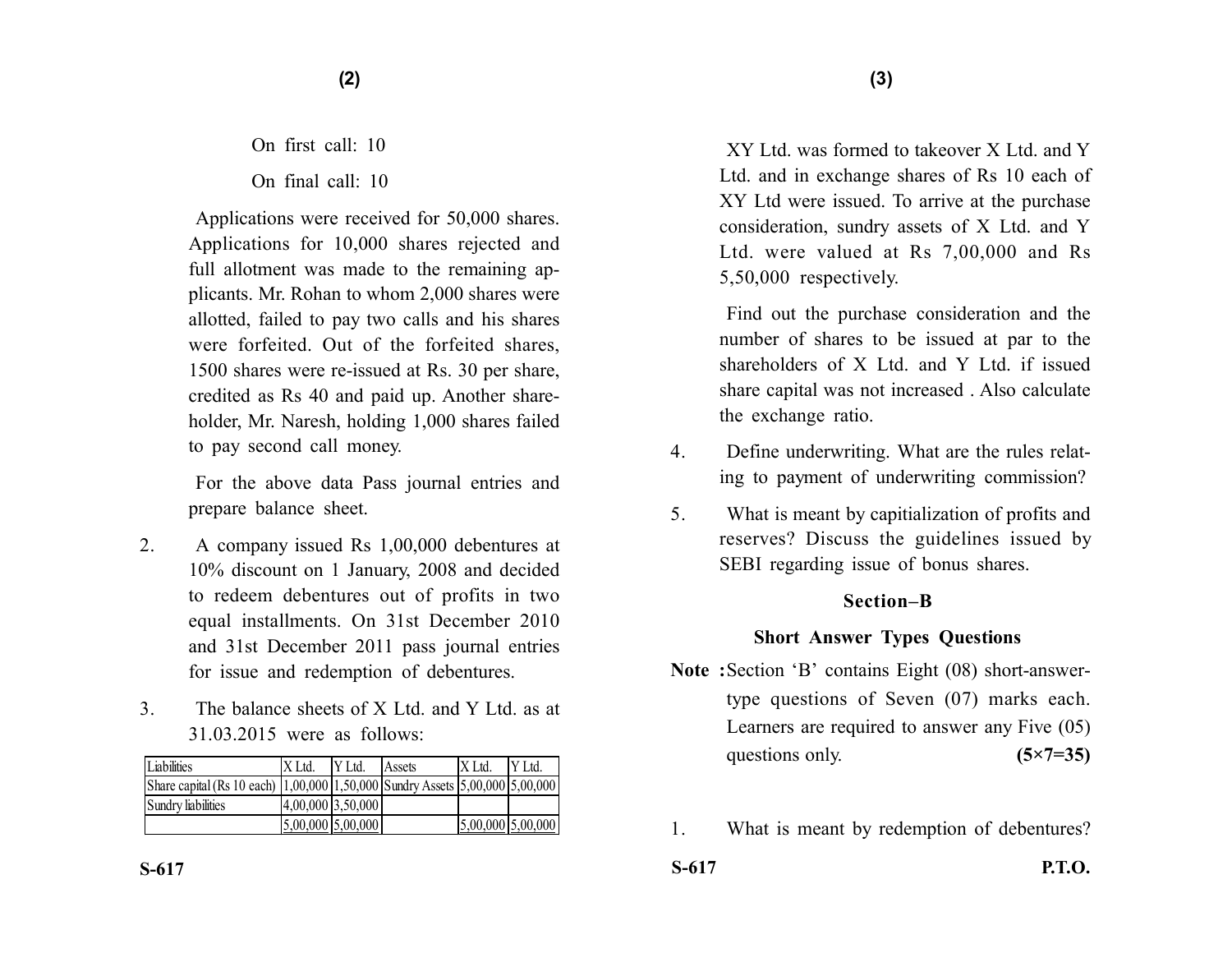On first call: 10

On final call: 10

Applications were received for 50,000 shares. Applications for 10,000 shares rejected and full allotment was made to the remaining applicants. Mr. Rohan to whom 2,000 shares were allotted, failed to pay two calls and his shares were forfeited. Out of the forfeited shares, 1500 shares were re-issued at Rs. 30 per share, credited as Rs 40 and paid up. Another shareholder, Mr. Naresh, holding 1,000 shares failed to pay second call money.

For the above data Pass journal entries and prepare balance sheet.

2. A company issued Rs 1,00,000 debentures at 10% discount on 1 January, 2008 and decided to redeem debentures out of profits in two equal installments. On 31st December 2010 and 31st December 2011 pass journal entries for issue and redemption of debentures.

3. The balance sheets of X Ltd. and Y Ltd. as at 31.03.2015 were as follows:

| Liabilities | X Ltd. | Y Ltd. | Assets | X Ltd. | Y Ltd. |
|---|---|---|---|---|---|
| Share capital (Rs 10 each) | 1,00,000 | 1,50,000 | Sundry Assets | 5,00,000 | 5,00,000 |
| Sundry liabilities | 4,00,000 | 3,50,000 | | | |
| | 5,00,000 | 5,00,000 | | 5,00,000 | 5,00,000 |

XY Ltd. was formed to takeover X Ltd. and Y Ltd. and in exchange shares of Rs 10 each of XY Ltd were issued. To arrive at the purchase consideration, sundry assets of X Ltd. and Y Ltd. were valued at Rs 7,00,000 and Rs 5,50,000 respectively.

Find out the purchase consideration and the number of shares to be issued at par to the shareholders of X Ltd. and Y Ltd. if issued share capital was not increased . Also calculate the exchange ratio.

4. Define underwriting. What are the rules relating to payment of underwriting commission?

5. What is meant by capitialization of profits and reserves? Discuss the guidelines issued by SEBI regarding issue of bonus shares.

## Section–B

### Short Answer Types Questions

**Note :** Section 'B' contains Eight (08) short-answer-type questions of Seven (07) marks each. Learners are required to answer any Five (05) questions only. **(5×7=35)**

1. What is meant by redemption of debentures?